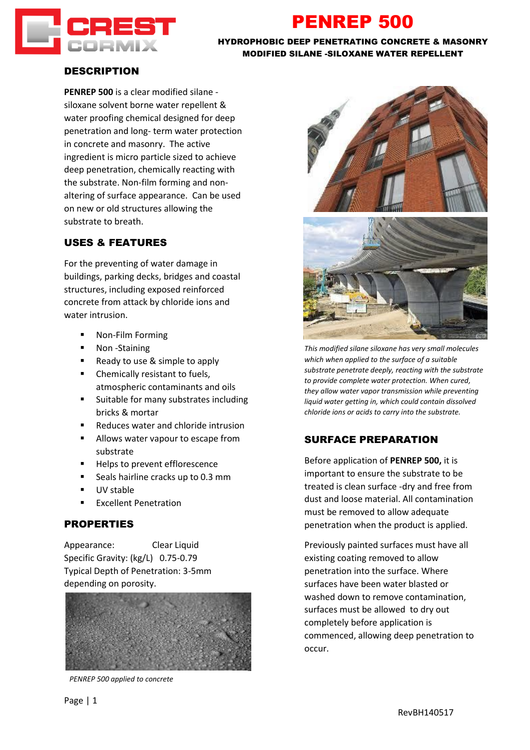CREST CORMIX

# PENREP 500

**HYDROPHOBIC DEEP PENETRATING CONCRETE & MASONRY MODIFIED SILANE -SILOXANE WATER REPELLENT**

## DESCRIPTION

**PENREP 500** is a clear modified silane - siloxane solvent borne water repellent & water proofing chemical designed for deep penetration and long- term water protection in concrete and masonry. The active ingredient is micro particle sized to achieve deep penetration, chemically reacting with the substrate. Non-film forming and non-altering of surface appearance. Can be used on new or old structures allowing the substrate to breath.

## USES & FEATURES

For the preventing of water damage in buildings, parking decks, bridges and coastal structures, including exposed reinforced concrete from attack by chloride ions and water intrusion.

- Non-Film Forming
- Non -Staining
- Ready to use & simple to apply
- Chemically resistant to fuels, atmospheric contaminants and oils
- Suitable for many substrates including bricks & mortar
- Reduces water and chloride intrusion
- Allows water vapour to escape from substrate
- Helps to prevent efflorescence
- Seals hairline cracks up to 0.3 mm
- UV stable
- Excellent Penetration

## PROPERTIES

Appearance: Clear Liquid
Specific Gravity: (kg/L) 0.75-0.79
Typical Depth of Penetration: 3-5mm depending on porosity.

*PENREP 500 applied to concrete*

*This modified silane siloxane has very small molecules which when applied to the surface of a suitable substrate penetrate deeply, reacting with the substrate to provide complete water protection. When cured, they allow water vapor transmission while preventing liquid water getting in, which could contain dissolved chloride ions or acids to carry into the substrate.*

## SURFACE PREPARATION

Before application of **PENREP 500,** it is important to ensure the substrate to be treated is clean surface -dry and free from dust and loose material. All contamination must be removed to allow adequate penetration when the product is applied.

Previously painted surfaces must have all existing coating removed to allow penetration into the surface. Where surfaces have been water blasted or washed down to remove contamination, surfaces must be allowed to dry out completely before application is commenced, allowing deep penetration to occur.

RevBH140517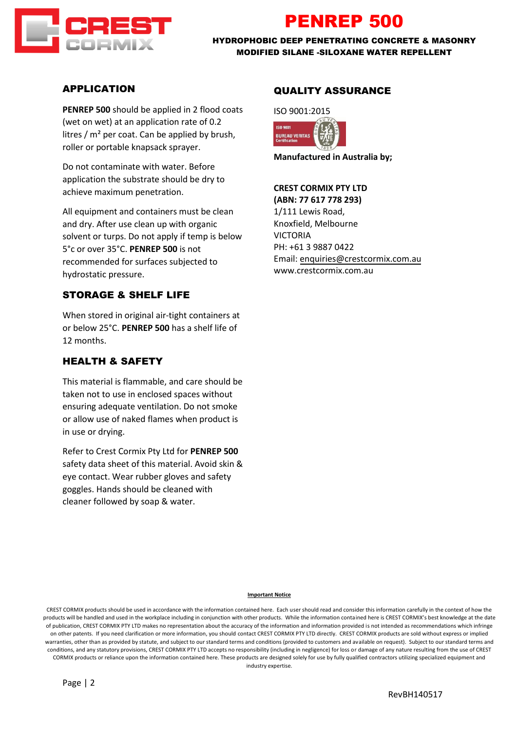# PENREP 500

**HYDROPHOBIC DEEP PENETRATING CONCRETE & MASONRY MODIFIED SILANE -SILOXANE WATER REPELLENT**

## APPLICATION

**PENREP 500** should be applied in 2 flood coats (wet on wet) at an application rate of 0.2 litres / m² per coat. Can be applied by brush, roller or portable knapsack sprayer.

Do not contaminate with water. Before application the substrate should be dry to achieve maximum penetration.

All equipment and containers must be clean and dry. After use clean up with organic solvent or turps. Do not apply if temp is below 5˚c or over 35˚C. **PENREP 500** is not recommended for surfaces subjected to hydrostatic pressure.

## STORAGE & SHELF LIFE

When stored in original air-tight containers at or below 25°C. **PENREP 500** has a shelf life of 12 months.

## HEALTH & SAFETY

This material is flammable, and care should be taken not to use in enclosed spaces without ensuring adequate ventilation. Do not smoke or allow use of naked flames when product is in use or drying.

Refer to Crest Cormix Pty Ltd for **PENREP 500** safety data sheet of this material. Avoid skin & eye contact. Wear rubber gloves and safety goggles. Hands should be cleaned with cleaner followed by soap & water.

## QUALITY ASSURANCE

ISO 9001:2015

ISO 9001 BUREAU VERITAS Certification

**Manufactured in Australia by;**

**CREST CORMIX PTY LTD**
**(ABN: 77 617 778 293)**
1/111 Lewis Road,
Knoxfield, Melbourne
VICTORIA
PH: +61 3 9887 0422
Email: enquiries@crestcormix.com.au
www.crestcormix.com.au

**Important Notice**

CREST CORMIX products should be used in accordance with the information contained here. Each user should read and consider this information carefully in the context of how the products will be handled and used in the workplace including in conjunction with other products. While the information contained here is CREST CORMIX's best knowledge at the date of publication, CREST CORMIX PTY LTD makes no representation about the accuracy of the information and information provided is not intended as recommendations which infringe on other patents. If you need clarification or more information, you should contact CREST CORMIX PTY LTD directly. CREST CORMIX products are sold without express or implied warranties, other than as provided by statute, and subject to our standard terms and conditions (provided to customers and available on request). Subject to our standard terms and conditions, and any statutory provisions, CREST CORMIX PTY LTD accepts no responsibility (including in negligence) for loss or damage of any nature resulting from the use of CREST CORMIX products or reliance upon the information contained here. These products are designed solely for use by fully qualified contractors utilizing specialized equipment and industry expertise.

RevBH140517